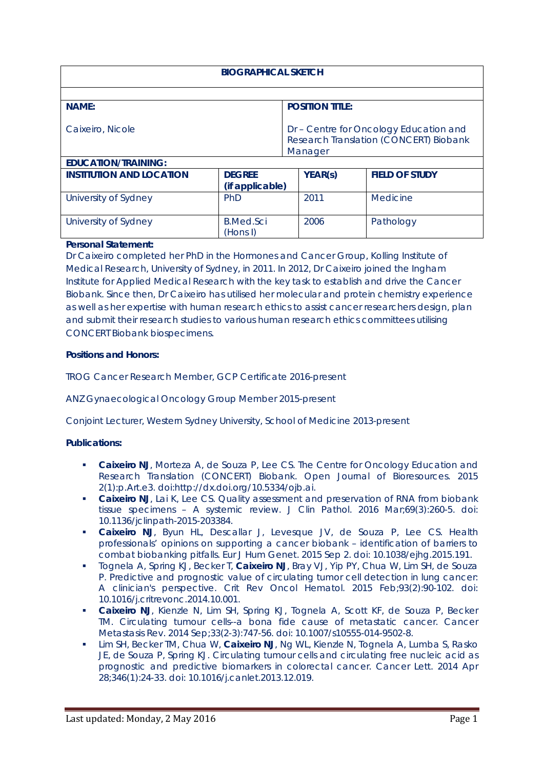# BIOGRAPHICAL SKETCH

| NAME: | POSITION TITLE: |
|---|---|
| Caixeiro, Nicole | Dr – Centre for Oncology Education and Research Translation (CONCERT) Biobank Manager |

**EDUCATION/TRAINING:**

| INSTITUTION AND LOCATION | DEGREE (if applicable) | YEAR(s) | FIELD OF STUDY |
|---|---|---|---|
| University of Sydney | PhD | 2011 | Medicine |
| University of Sydney | B.Med.Sci (Hons I) | 2006 | Pathology |

**Personal Statement:**

Dr Caixeiro completed her PhD in the Hormones and Cancer Group, Kolling Institute of Medical Research, University of Sydney, in 2011. In 2012, Dr Caixeiro joined the Ingham Institute for Applied Medical Research with the key task to establish and drive the Cancer Biobank. Since then, Dr Caixeiro has utilised her molecular and protein chemistry experience as well as her expertise with human research ethics to assist cancer researchers design, plan and submit their research studies to various human research ethics committees utilising CONCERT Biobank biospecimens.

**Positions and Honors:**

TROG Cancer Research Member, GCP Certificate 2016-present

ANZ Gynaecological Oncology Group Member 2015-present

Conjoint Lecturer, Western Sydney University, School of Medicine 2013-present

**Publications:**

- **Caixeiro NJ**, Morteza A, de Souza P, Lee CS. The Centre for Oncology Education and Research Translation (CONCERT) Biobank. Open Journal of Bioresources. 2015 2(1):p.Art.e3. doi:http://dx.doi.org/10.5334/ojb.ai.
- **Caixeiro NJ**, Lai K, Lee CS. Quality assessment and preservation of RNA from biobank tissue specimens – A systemic review. J Clin Pathol. 2016 Mar;69(3):260-5. doi: 10.1136/jclinpath-2015-203384.
- **Caixeiro NJ**, Byun HL, Descallar J, Levesque JV, de Souza P, Lee CS. Health professionals' opinions on supporting a cancer biobank – identification of barriers to combat biobanking pitfalls. Eur J Hum Genet. 2015 Sep 2. doi: 10.1038/ejhg.2015.191.
- Tognela A, Spring KJ, Becker T, **Caixeiro NJ**, Bray VJ, Yip PY, Chua W, Lim SH, de Souza P. Predictive and prognostic value of circulating tumor cell detection in lung cancer: A clinician's perspective. Crit Rev Oncol Hematol. 2015 Feb;93(2):90-102. doi: 10.1016/j.critrevonc.2014.10.001.
- **Caixeiro NJ**, Kienzle N, Lim SH, Spring KJ, Tognela A, Scott KF, de Souza P, Becker TM. Circulating tumour cells--a bona fide cause of metastatic cancer. Cancer Metastasis Rev. 2014 Sep;33(2-3):747-56. doi: 10.1007/s10555-014-9502-8.
- Lim SH, Becker TM, Chua W, **Caixeiro NJ**, Ng WL, Kienzle N, Tognela A, Lumba S, Rasko JE, de Souza P, Spring KJ. Circulating tumour cells and circulating free nucleic acid as prognostic and predictive biomarkers in colorectal cancer. Cancer Lett. 2014 Apr 28;346(1):24-33. doi: 10.1016/j.canlet.2013.12.019.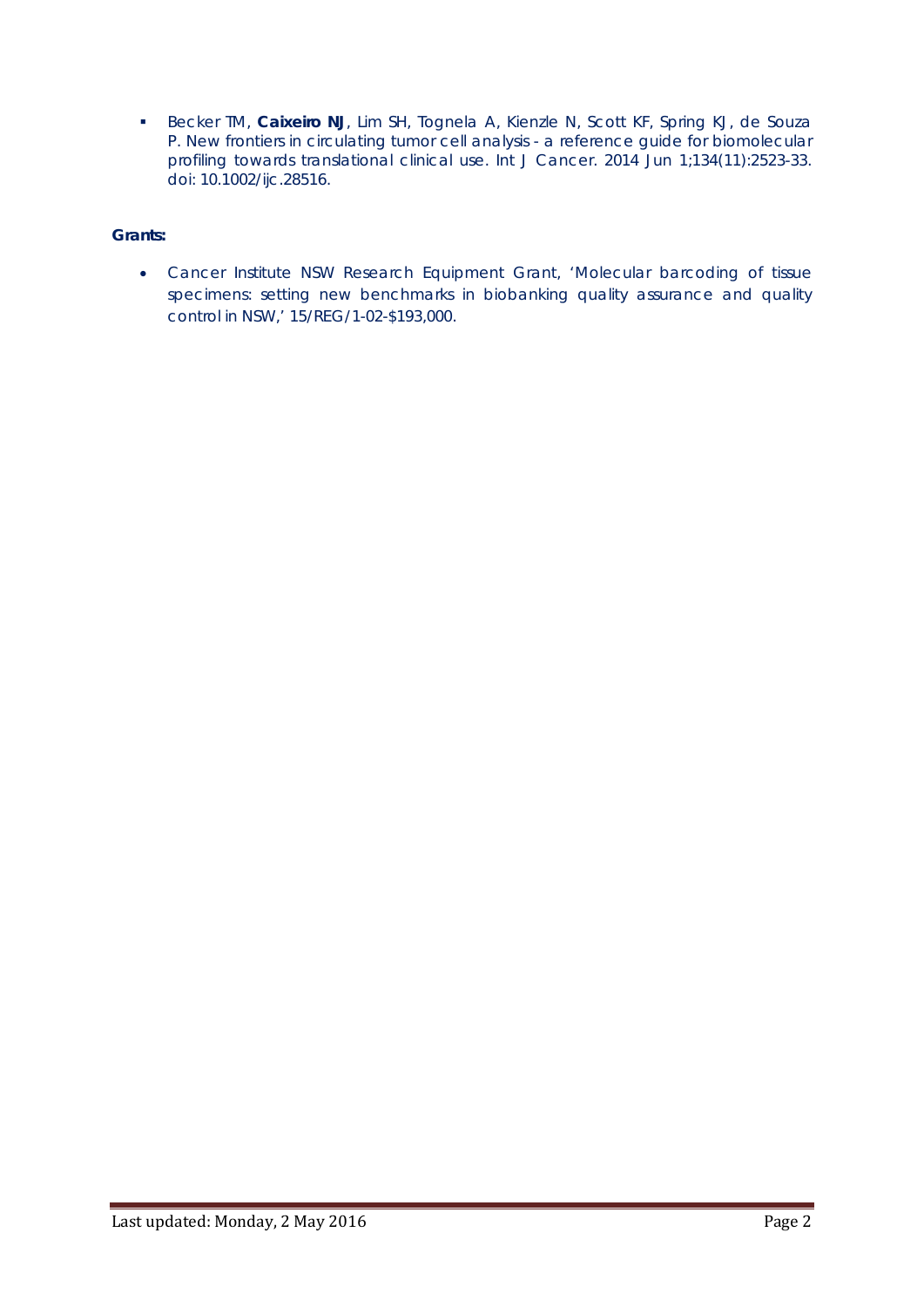- Becker TM, **Caixeiro NJ**, Lim SH, Tognela A, Kienzle N, Scott KF, Spring KJ, de Souza P. New frontiers in circulating tumor cell analysis - a reference guide for biomolecular profiling towards translational clinical use. Int J Cancer. 2014 Jun 1;134(11):2523-33. doi: 10.1002/ijc.28516.

**Grants:**

- Cancer Institute NSW Research Equipment Grant, 'Molecular barcoding of tissue specimens: setting new benchmarks in biobanking quality assurance and quality control in NSW,' 15/REG/1-02-$193,000.